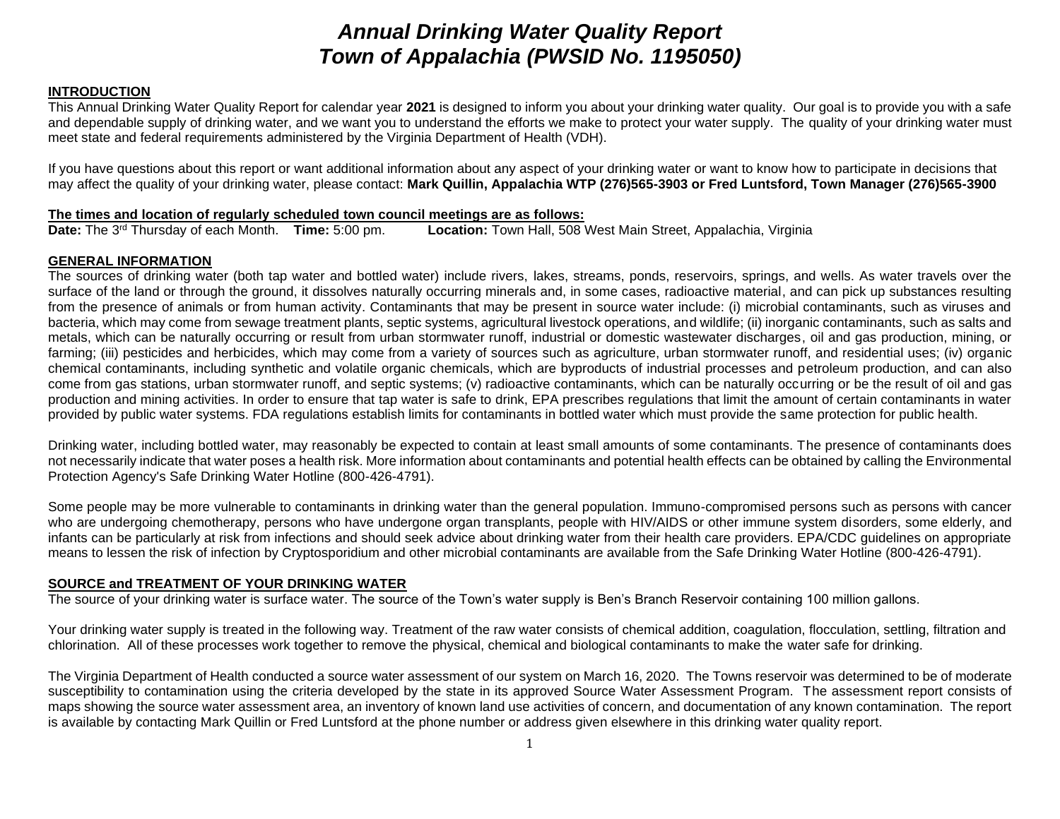# *Annual Drinking Water Quality Report*
# *Town of Appalachia (PWSID No. 1195050)*

## INTRODUCTION

This Annual Drinking Water Quality Report for calendar year **2021** is designed to inform you about your drinking water quality. Our goal is to provide you with a safe and dependable supply of drinking water, and we want you to understand the efforts we make to protect your water supply. The quality of your drinking water must meet state and federal requirements administered by the Virginia Department of Health (VDH).

If you have questions about this report or want additional information about any aspect of your drinking water or want to know how to participate in decisions that may affect the quality of your drinking water, please contact: **Mark Quillin, Appalachia WTP (276)565-3903 or Fred Luntsford, Town Manager (276)565-3900**

**The times and location of regularly scheduled town council meetings are as follows:**

**Date:** The 3rd Thursday of each Month. **Time:** 5:00 pm. **Location:** Town Hall, 508 West Main Street, Appalachia, Virginia

## GENERAL INFORMATION

The sources of drinking water (both tap water and bottled water) include rivers, lakes, streams, ponds, reservoirs, springs, and wells. As water travels over the surface of the land or through the ground, it dissolves naturally occurring minerals and, in some cases, radioactive material, and can pick up substances resulting from the presence of animals or from human activity. Contaminants that may be present in source water include: (i) microbial contaminants, such as viruses and bacteria, which may come from sewage treatment plants, septic systems, agricultural livestock operations, and wildlife; (ii) inorganic contaminants, such as salts and metals, which can be naturally occurring or result from urban stormwater runoff, industrial or domestic wastewater discharges, oil and gas production, mining, or farming; (iii) pesticides and herbicides, which may come from a variety of sources such as agriculture, urban stormwater runoff, and residential uses; (iv) organic chemical contaminants, including synthetic and volatile organic chemicals, which are byproducts of industrial processes and petroleum production, and can also come from gas stations, urban stormwater runoff, and septic systems; (v) radioactive contaminants, which can be naturally occurring or be the result of oil and gas production and mining activities. In order to ensure that tap water is safe to drink, EPA prescribes regulations that limit the amount of certain contaminants in water provided by public water systems. FDA regulations establish limits for contaminants in bottled water which must provide the same protection for public health.

Drinking water, including bottled water, may reasonably be expected to contain at least small amounts of some contaminants. The presence of contaminants does not necessarily indicate that water poses a health risk. More information about contaminants and potential health effects can be obtained by calling the Environmental Protection Agency's Safe Drinking Water Hotline (800-426-4791).

Some people may be more vulnerable to contaminants in drinking water than the general population. Immuno-compromised persons such as persons with cancer who are undergoing chemotherapy, persons who have undergone organ transplants, people with HIV/AIDS or other immune system disorders, some elderly, and infants can be particularly at risk from infections and should seek advice about drinking water from their health care providers. EPA/CDC guidelines on appropriate means to lessen the risk of infection by Cryptosporidium and other microbial contaminants are available from the Safe Drinking Water Hotline (800-426-4791).

## SOURCE and TREATMENT OF YOUR DRINKING WATER

The source of your drinking water is surface water. The source of the Town's water supply is Ben's Branch Reservoir containing 100 million gallons.

Your drinking water supply is treated in the following way. Treatment of the raw water consists of chemical addition, coagulation, flocculation, settling, filtration and chlorination. All of these processes work together to remove the physical, chemical and biological contaminants to make the water safe for drinking.

The Virginia Department of Health conducted a source water assessment of our system on March 16, 2020. The Towns reservoir was determined to be of moderate susceptibility to contamination using the criteria developed by the state in its approved Source Water Assessment Program. The assessment report consists of maps showing the source water assessment area, an inventory of known land use activities of concern, and documentation of any known contamination. The report is available by contacting Mark Quillin or Fred Luntsford at the phone number or address given elsewhere in this drinking water quality report.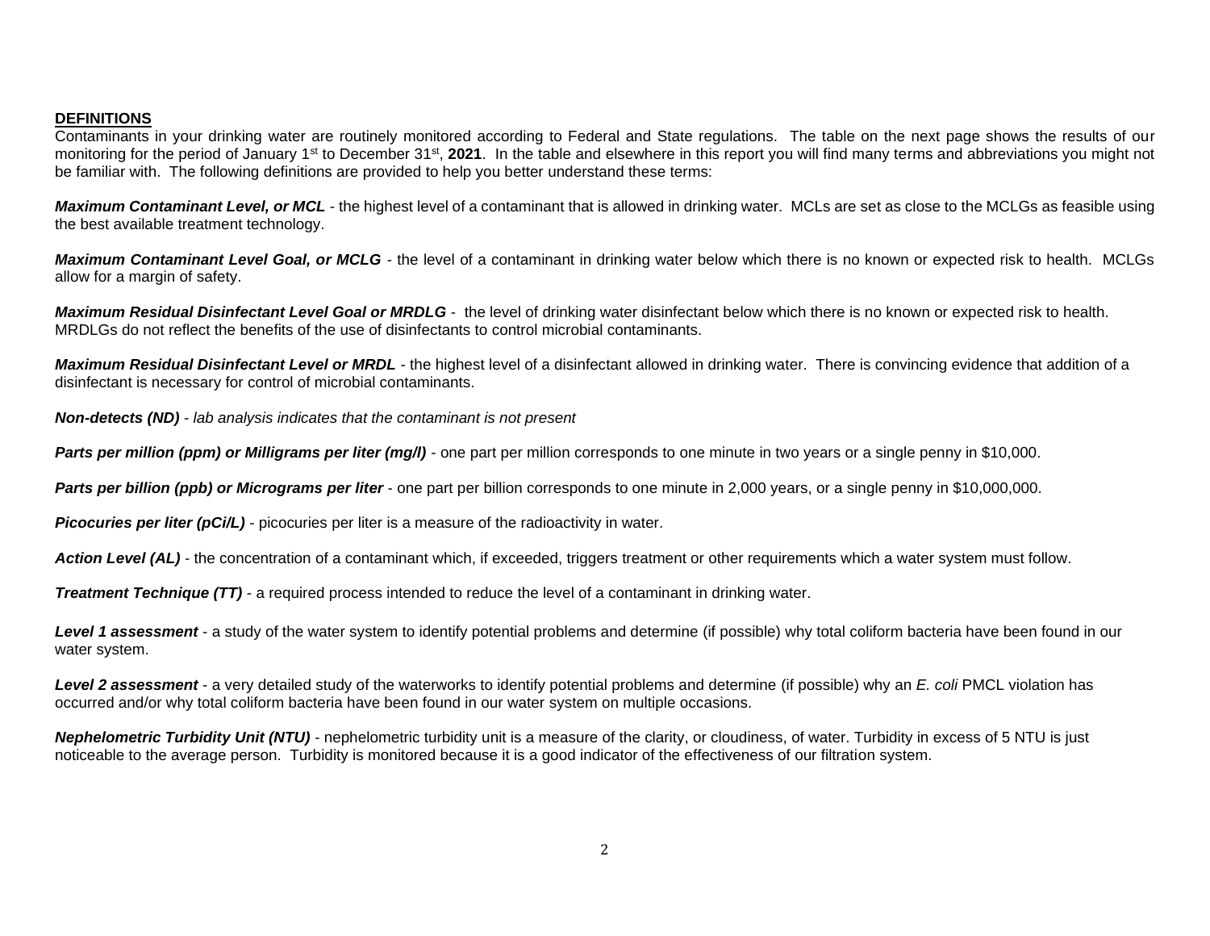## DEFINITIONS

Contaminants in your drinking water are routinely monitored according to Federal and State regulations. The table on the next page shows the results of our monitoring for the period of January 1st to December 31st, **2021**. In the table and elsewhere in this report you will find many terms and abbreviations you might not be familiar with. The following definitions are provided to help you better understand these terms:

***Maximum Contaminant Level, or MCL*** - the highest level of a contaminant that is allowed in drinking water. MCLs are set as close to the MCLGs as feasible using the best available treatment technology.

***Maximum Contaminant Level Goal, or MCLG*** - the level of a contaminant in drinking water below which there is no known or expected risk to health. MCLGs allow for a margin of safety.

***Maximum Residual Disinfectant Level Goal or MRDLG*** - the level of drinking water disinfectant below which there is no known or expected risk to health. MRDLGs do not reflect the benefits of the use of disinfectants to control microbial contaminants.

***Maximum Residual Disinfectant Level or MRDL*** - the highest level of a disinfectant allowed in drinking water. There is convincing evidence that addition of a disinfectant is necessary for control of microbial contaminants.

***Non-detects (ND)*** - *lab analysis indicates that the contaminant is not present*

***Parts per million (ppm) or Milligrams per liter (mg/l)*** - one part per million corresponds to one minute in two years or a single penny in $10,000.

***Parts per billion (ppb) or Micrograms per liter*** - one part per billion corresponds to one minute in 2,000 years, or a single penny in $10,000,000.

***Picocuries per liter (pCi/L)*** - picocuries per liter is a measure of the radioactivity in water.

***Action Level (AL)*** - the concentration of a contaminant which, if exceeded, triggers treatment or other requirements which a water system must follow.

***Treatment Technique (TT)*** - a required process intended to reduce the level of a contaminant in drinking water.

***Level 1 assessment*** - a study of the water system to identify potential problems and determine (if possible) why total coliform bacteria have been found in our water system.

***Level 2 assessment*** - a very detailed study of the waterworks to identify potential problems and determine (if possible) why an *E. coli* PMCL violation has occurred and/or why total coliform bacteria have been found in our water system on multiple occasions.

***Nephelometric Turbidity Unit (NTU)*** - nephelometric turbidity unit is a measure of the clarity, or cloudiness, of water. Turbidity in excess of 5 NTU is just noticeable to the average person. Turbidity is monitored because it is a good indicator of the effectiveness of our filtration system.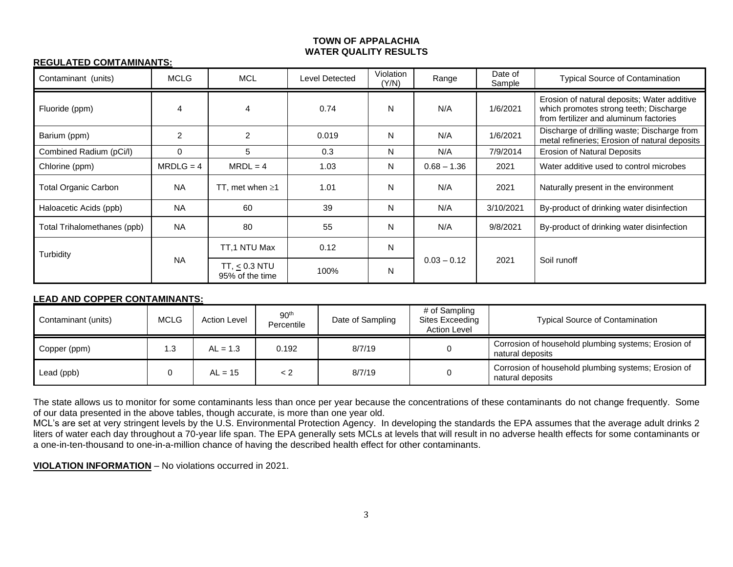# TOWN OF APPALACHIA
# WATER QUALITY RESULTS

**REGULATED COMTAMINANTS:**

| Contaminant (units) | MCLG | MCL | Level Detected | Violation (Y/N) | Range | Date of Sample | Typical Source of Contamination |
|---|---|---|---|---|---|---|---|
| Fluoride (ppm) | 4 | 4 | 0.74 | N | N/A | 1/6/2021 | Erosion of natural deposits; Water additive which promotes strong teeth; Discharge from fertilizer and aluminum factories |
| Barium (ppm) | 2 | 2 | 0.019 | N | N/A | 1/6/2021 | Discharge of drilling waste; Discharge from metal refineries; Erosion of natural deposits |
| Combined Radium (pCi/l) | 0 | 5 | 0.3 | N | N/A | 7/9/2014 | Erosion of Natural Deposits |
| Chlorine (ppm) | MRDLG = 4 | MRDL = 4 | 1.03 | N | 0.68 – 1.36 | 2021 | Water additive used to control microbes |
| Total Organic Carbon | NA | TT, met when ≥1 | 1.01 | N | N/A | 2021 | Naturally present in the environment |
| Haloacetic Acids (ppb) | NA | 60 | 39 | N | N/A | 3/10/2021 | By-product of drinking water disinfection |
| Total Trihalomethanes (ppb) | NA | 80 | 55 | N | N/A | 9/8/2021 | By-product of drinking water disinfection |
| Turbidity | NA | TT,1 NTU Max | 0.12 | N | 0.03 – 0.12 | 2021 | Soil runoff |
| | | TT, ≤ 0.3 NTU 95% of the time | 100% | N | | | |

**LEAD AND COPPER CONTAMINANTS:**

| Contaminant (units) | MCLG | Action Level | 90th Percentile | Date of Sampling | # of Sampling Sites Exceeding Action Level | Typical Source of Contamination |
|---|---|---|---|---|---|---|
| Copper (ppm) | 1.3 | AL = 1.3 | 0.192 | 8/7/19 | 0 | Corrosion of household plumbing systems; Erosion of natural deposits |
| Lead (ppb) | 0 | AL = 15 | < 2 | 8/7/19 | 0 | Corrosion of household plumbing systems; Erosion of natural deposits |

The state allows us to monitor for some contaminants less than once per year because the concentrations of these contaminants do not change frequently. Some of our data presented in the above tables, though accurate, is more than one year old.
MCL's are set at very stringent levels by the U.S. Environmental Protection Agency. In developing the standards the EPA assumes that the average adult drinks 2 liters of water each day throughout a 70-year life span. The EPA generally sets MCLs at levels that will result in no adverse health effects for some contaminants or a one-in-ten-thousand to one-in-a-million chance of having the described health effect for other contaminants.

**VIOLATION INFORMATION** – No violations occurred in 2021.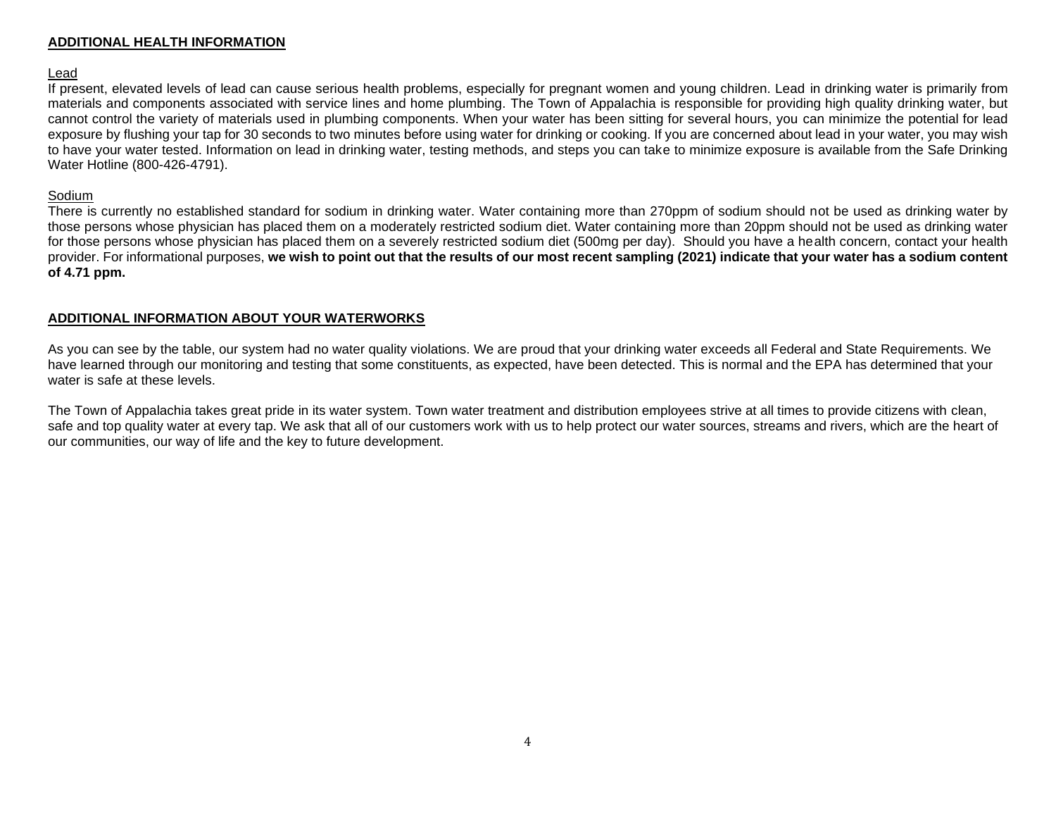## ADDITIONAL HEALTH INFORMATION

### Lead

If present, elevated levels of lead can cause serious health problems, especially for pregnant women and young children. Lead in drinking water is primarily from materials and components associated with service lines and home plumbing. The Town of Appalachia is responsible for providing high quality drinking water, but cannot control the variety of materials used in plumbing components. When your water has been sitting for several hours, you can minimize the potential for lead exposure by flushing your tap for 30 seconds to two minutes before using water for drinking or cooking. If you are concerned about lead in your water, you may wish to have your water tested. Information on lead in drinking water, testing methods, and steps you can take to minimize exposure is available from the Safe Drinking Water Hotline (800-426-4791).

### Sodium

There is currently no established standard for sodium in drinking water. Water containing more than 270ppm of sodium should not be used as drinking water by those persons whose physician has placed them on a moderately restricted sodium diet. Water containing more than 20ppm should not be used as drinking water for those persons whose physician has placed them on a severely restricted sodium diet (500mg per day). Should you have a health concern, contact your health provider. For informational purposes, **we wish to point out that the results of our most recent sampling (2021) indicate that your water has a sodium content of 4.71 ppm.**

## ADDITIONAL INFORMATION ABOUT YOUR WATERWORKS

As you can see by the table, our system had no water quality violations. We are proud that your drinking water exceeds all Federal and State Requirements. We have learned through our monitoring and testing that some constituents, as expected, have been detected. This is normal and the EPA has determined that your water is safe at these levels.

The Town of Appalachia takes great pride in its water system. Town water treatment and distribution employees strive at all times to provide citizens with clean, safe and top quality water at every tap. We ask that all of our customers work with us to help protect our water sources, streams and rivers, which are the heart of our communities, our way of life and the key to future development.